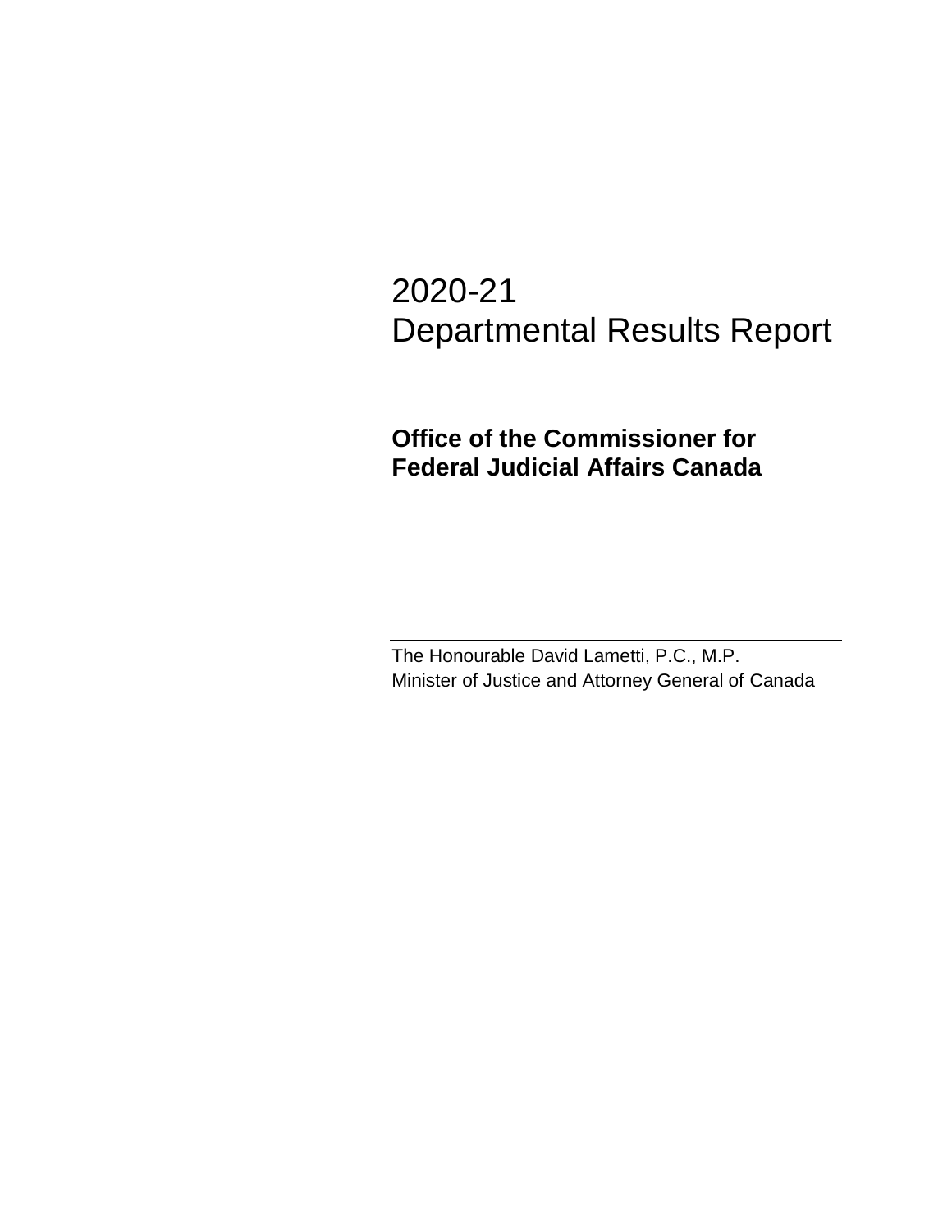# 2020-21 Departmental Results Report

## Office of the Commissioner for Federal Judicial Affairs Canada

The Honourable David Lametti, P.C., M.P.
Minister of Justice and Attorney General of Canada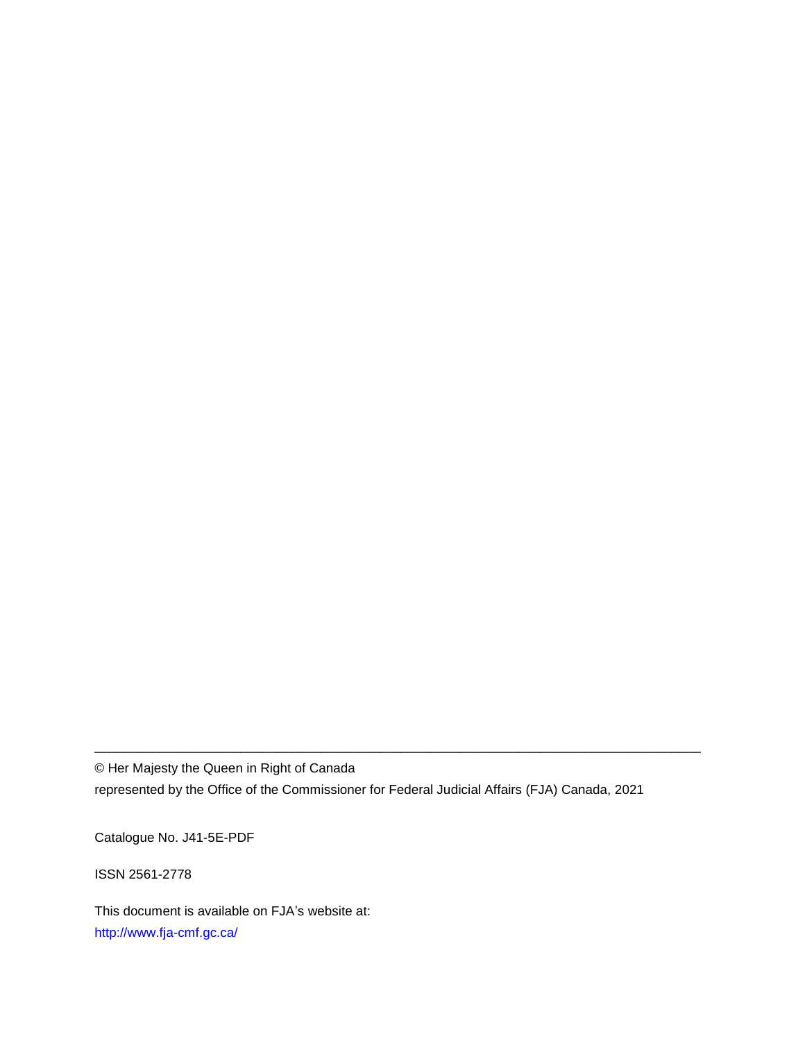---

© Her Majesty the Queen in Right of Canada

represented by the Office of the Commissioner for Federal Judicial Affairs (FJA) Canada, 2021

Catalogue No. J41-5E-PDF

ISSN 2561-2778

This document is available on FJA's website at:

http://www.fja-cmf.gc.ca/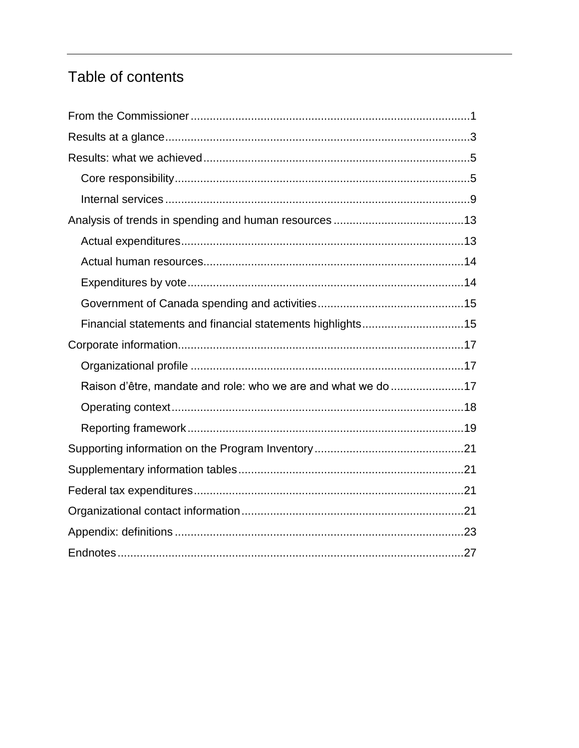# Table of contents

From the Commissioner....................................................................................1

Results at a glance............................................................................................3

Results: what we achieved.................................................................................5

- Core responsibility.........................................................................................5
- Internal services.............................................................................................9

Analysis of trends in spending and human resources.........................................13

- Actual expenditures.......................................................................................13
- Actual human resources.................................................................................14
- Expenditures by vote.....................................................................................14
- Government of Canada spending and activities.............................................15
- Financial statements and financial statements highlights................................15

Corporate information.......................................................................................17

- Organizational profile.....................................................................................17
- Raison d’être, mandate and role: who we are and what we do.......................17
- Operating context...........................................................................................18
- Reporting framework......................................................................................19

Supporting information on the Program Inventory...............................................21

Supplementary information tables......................................................................21

Federal tax expenditures....................................................................................21

Organizational contact information.....................................................................21

Appendix: definitions..........................................................................................23

Endnotes...........................................................................................................27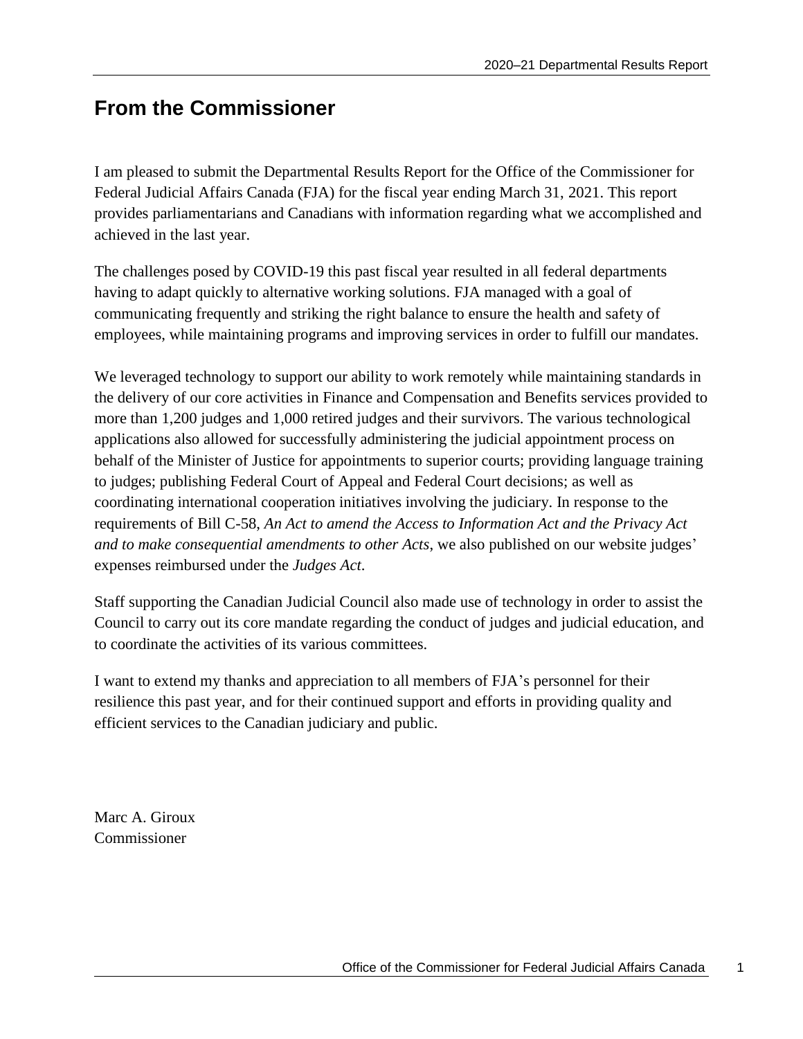# From the Commissioner

I am pleased to submit the Departmental Results Report for the Office of the Commissioner for Federal Judicial Affairs Canada (FJA) for the fiscal year ending March 31, 2021. This report provides parliamentarians and Canadians with information regarding what we accomplished and achieved in the last year.

The challenges posed by COVID-19 this past fiscal year resulted in all federal departments having to adapt quickly to alternative working solutions. FJA managed with a goal of communicating frequently and striking the right balance to ensure the health and safety of employees, while maintaining programs and improving services in order to fulfill our mandates.

We leveraged technology to support our ability to work remotely while maintaining standards in the delivery of our core activities in Finance and Compensation and Benefits services provided to more than 1,200 judges and 1,000 retired judges and their survivors. The various technological applications also allowed for successfully administering the judicial appointment process on behalf of the Minister of Justice for appointments to superior courts; providing language training to judges; publishing Federal Court of Appeal and Federal Court decisions; as well as coordinating international cooperation initiatives involving the judiciary. In response to the requirements of Bill C-58, *An Act to amend the Access to Information Act and the Privacy Act and to make consequential amendments to other Acts*, we also published on our website judges' expenses reimbursed under the *Judges Act*.

Staff supporting the Canadian Judicial Council also made use of technology in order to assist the Council to carry out its core mandate regarding the conduct of judges and judicial education, and to coordinate the activities of its various committees.

I want to extend my thanks and appreciation to all members of FJA's personnel for their resilience this past year, and for their continued support and efforts in providing quality and efficient services to the Canadian judiciary and public.

Marc A. Giroux
Commissioner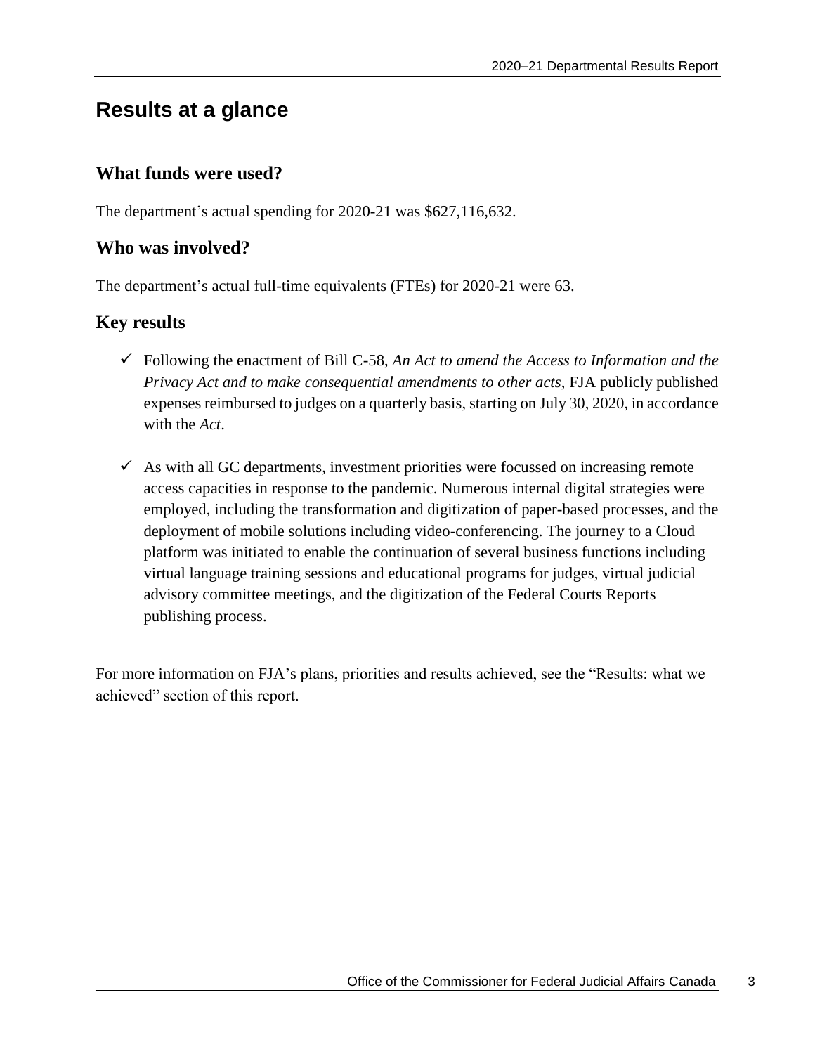# Results at a glance

## What funds were used?

The department's actual spending for 2020-21 was $627,116,632.

## Who was involved?

The department's actual full-time equivalents (FTEs) for 2020-21 were 63.

## Key results

- ✓ Following the enactment of Bill C-58, *An Act to amend the Access to Information and the Privacy Act and to make consequential amendments to other acts*, FJA publicly published expenses reimbursed to judges on a quarterly basis, starting on July 30, 2020, in accordance with the *Act*.

- ✓ As with all GC departments, investment priorities were focussed on increasing remote access capacities in response to the pandemic. Numerous internal digital strategies were employed, including the transformation and digitization of paper-based processes, and the deployment of mobile solutions including video-conferencing. The journey to a Cloud platform was initiated to enable the continuation of several business functions including virtual language training sessions and educational programs for judges, virtual judicial advisory committee meetings, and the digitization of the Federal Courts Reports publishing process.

For more information on FJA's plans, priorities and results achieved, see the "Results: what we achieved" section of this report.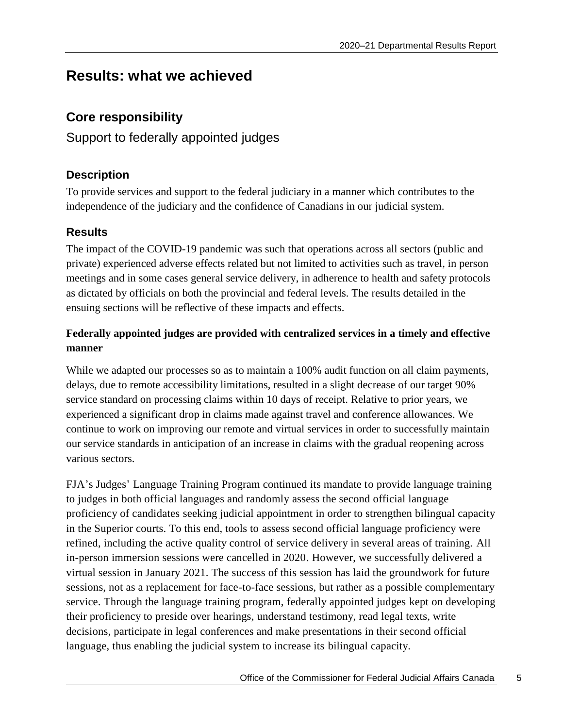# Results: what we achieved

## Core responsibility

Support to federally appointed judges

### Description

To provide services and support to the federal judiciary in a manner which contributes to the independence of the judiciary and the confidence of Canadians in our judicial system.

### Results

The impact of the COVID-19 pandemic was such that operations across all sectors (public and private) experienced adverse effects related but not limited to activities such as travel, in person meetings and in some cases general service delivery, in adherence to health and safety protocols as dictated by officials on both the provincial and federal levels. The results detailed in the ensuing sections will be reflective of these impacts and effects.

**Federally appointed judges are provided with centralized services in a timely and effective manner**

While we adapted our processes so as to maintain a 100% audit function on all claim payments, delays, due to remote accessibility limitations, resulted in a slight decrease of our target 90% service standard on processing claims within 10 days of receipt. Relative to prior years, we experienced a significant drop in claims made against travel and conference allowances. We continue to work on improving our remote and virtual services in order to successfully maintain our service standards in anticipation of an increase in claims with the gradual reopening across various sectors.

FJA's Judges' Language Training Program continued its mandate to provide language training to judges in both official languages and randomly assess the second official language proficiency of candidates seeking judicial appointment in order to strengthen bilingual capacity in the Superior courts. To this end, tools to assess second official language proficiency were refined, including the active quality control of service delivery in several areas of training. All in-person immersion sessions were cancelled in 2020. However, we successfully delivered a virtual session in January 2021. The success of this session has laid the groundwork for future sessions, not as a replacement for face-to-face sessions, but rather as a possible complementary service. Through the language training program, federally appointed judges kept on developing their proficiency to preside over hearings, understand testimony, read legal texts, write decisions, participate in legal conferences and make presentations in their second official language, thus enabling the judicial system to increase its bilingual capacity.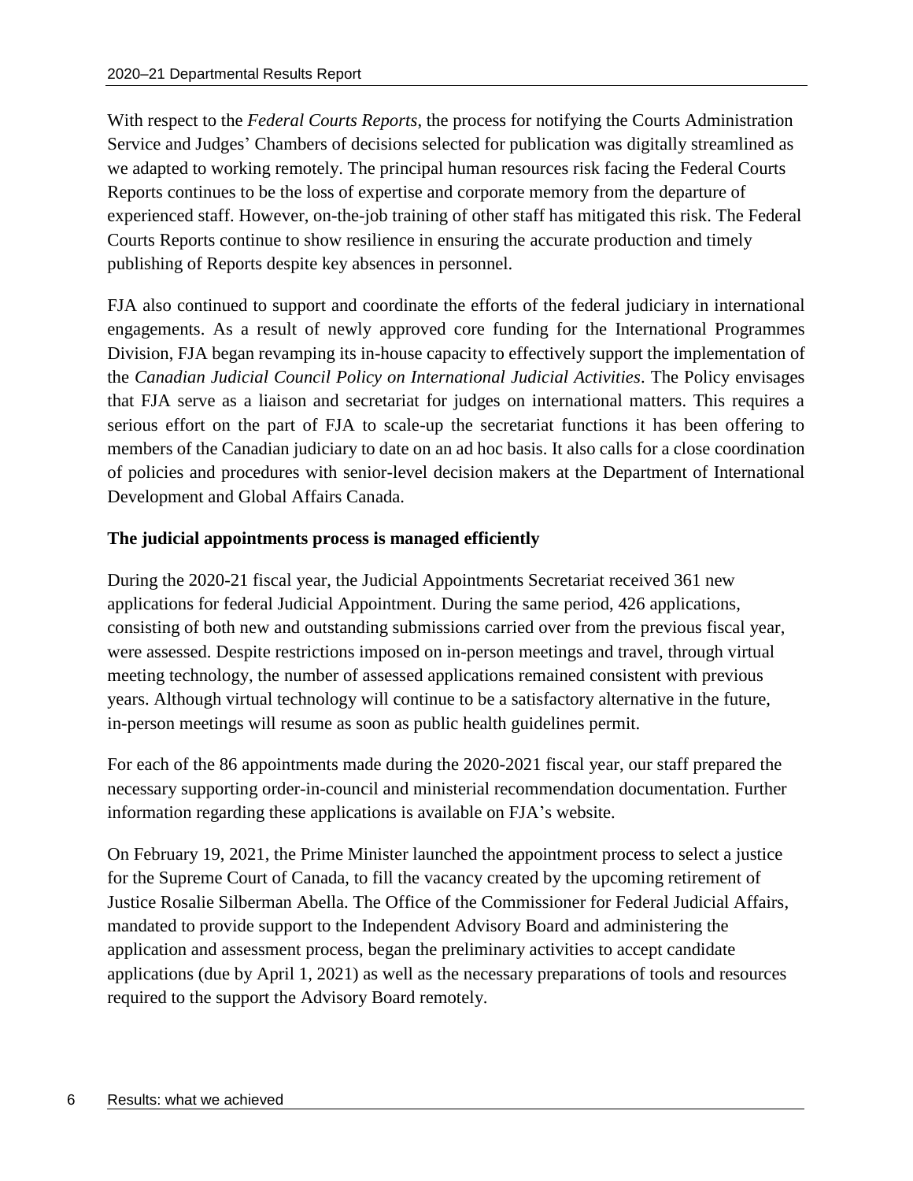With respect to the *Federal Courts Reports*, the process for notifying the Courts Administration Service and Judges' Chambers of decisions selected for publication was digitally streamlined as we adapted to working remotely. The principal human resources risk facing the Federal Courts Reports continues to be the loss of expertise and corporate memory from the departure of experienced staff. However, on-the-job training of other staff has mitigated this risk. The Federal Courts Reports continue to show resilience in ensuring the accurate production and timely publishing of Reports despite key absences in personnel.

FJA also continued to support and coordinate the efforts of the federal judiciary in international engagements. As a result of newly approved core funding for the International Programmes Division, FJA began revamping its in-house capacity to effectively support the implementation of the *Canadian Judicial Council Policy on International Judicial Activities*. The Policy envisages that FJA serve as a liaison and secretariat for judges on international matters. This requires a serious effort on the part of FJA to scale-up the secretariat functions it has been offering to members of the Canadian judiciary to date on an ad hoc basis. It also calls for a close coordination of policies and procedures with senior-level decision makers at the Department of International Development and Global Affairs Canada.

**The judicial appointments process is managed efficiently**

During the 2020-21 fiscal year, the Judicial Appointments Secretariat received 361 new applications for federal Judicial Appointment. During the same period, 426 applications, consisting of both new and outstanding submissions carried over from the previous fiscal year, were assessed. Despite restrictions imposed on in-person meetings and travel, through virtual meeting technology, the number of assessed applications remained consistent with previous years. Although virtual technology will continue to be a satisfactory alternative in the future, in-person meetings will resume as soon as public health guidelines permit.

For each of the 86 appointments made during the 2020-2021 fiscal year, our staff prepared the necessary supporting order-in-council and ministerial recommendation documentation. Further information regarding these applications is available on FJA's website.

On February 19, 2021, the Prime Minister launched the appointment process to select a justice for the Supreme Court of Canada, to fill the vacancy created by the upcoming retirement of Justice Rosalie Silberman Abella. The Office of the Commissioner for Federal Judicial Affairs, mandated to provide support to the Independent Advisory Board and administering the application and assessment process, began the preliminary activities to accept candidate applications (due by April 1, 2021) as well as the necessary preparations of tools and resources required to the support the Advisory Board remotely.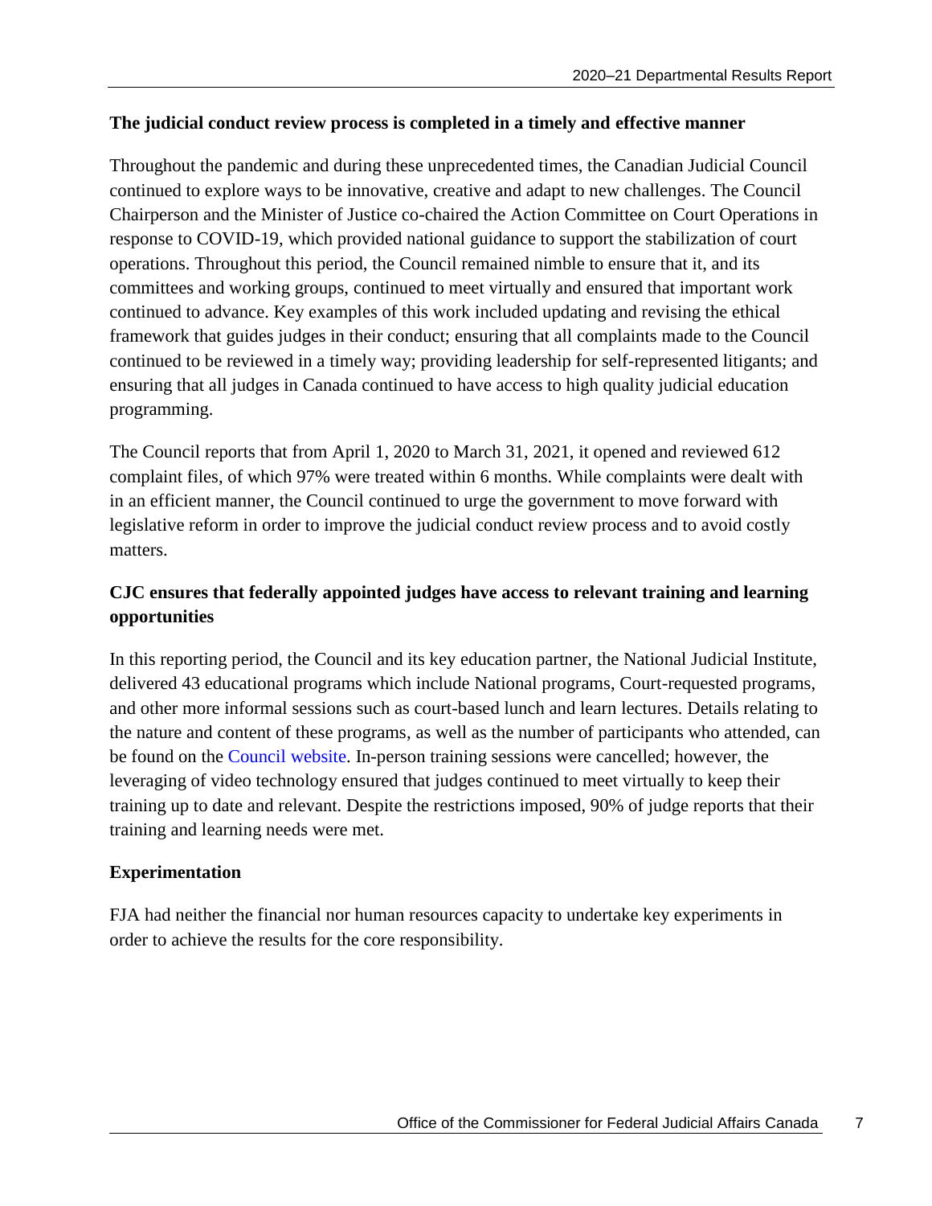### The judicial conduct review process is completed in a timely and effective manner

Throughout the pandemic and during these unprecedented times, the Canadian Judicial Council continued to explore ways to be innovative, creative and adapt to new challenges. The Council Chairperson and the Minister of Justice co-chaired the Action Committee on Court Operations in response to COVID-19, which provided national guidance to support the stabilization of court operations. Throughout this period, the Council remained nimble to ensure that it, and its committees and working groups, continued to meet virtually and ensured that important work continued to advance. Key examples of this work included updating and revising the ethical framework that guides judges in their conduct; ensuring that all complaints made to the Council continued to be reviewed in a timely way; providing leadership for self-represented litigants; and ensuring that all judges in Canada continued to have access to high quality judicial education programming.

The Council reports that from April 1, 2020 to March 31, 2021, it opened and reviewed 612 complaint files, of which 97% were treated within 6 months. While complaints were dealt with in an efficient manner, the Council continued to urge the government to move forward with legislative reform in order to improve the judicial conduct review process and to avoid costly matters.

### CJC ensures that federally appointed judges have access to relevant training and learning opportunities

In this reporting period, the Council and its key education partner, the National Judicial Institute, delivered 43 educational programs which include National programs, Court-requested programs, and other more informal sessions such as court-based lunch and learn lectures. Details relating to the nature and content of these programs, as well as the number of participants who attended, can be found on the Council website. In-person training sessions were cancelled; however, the leveraging of video technology ensured that judges continued to meet virtually to keep their training up to date and relevant. Despite the restrictions imposed, 90% of judge reports that their training and learning needs were met.

### Experimentation

FJA had neither the financial nor human resources capacity to undertake key experiments in order to achieve the results for the core responsibility.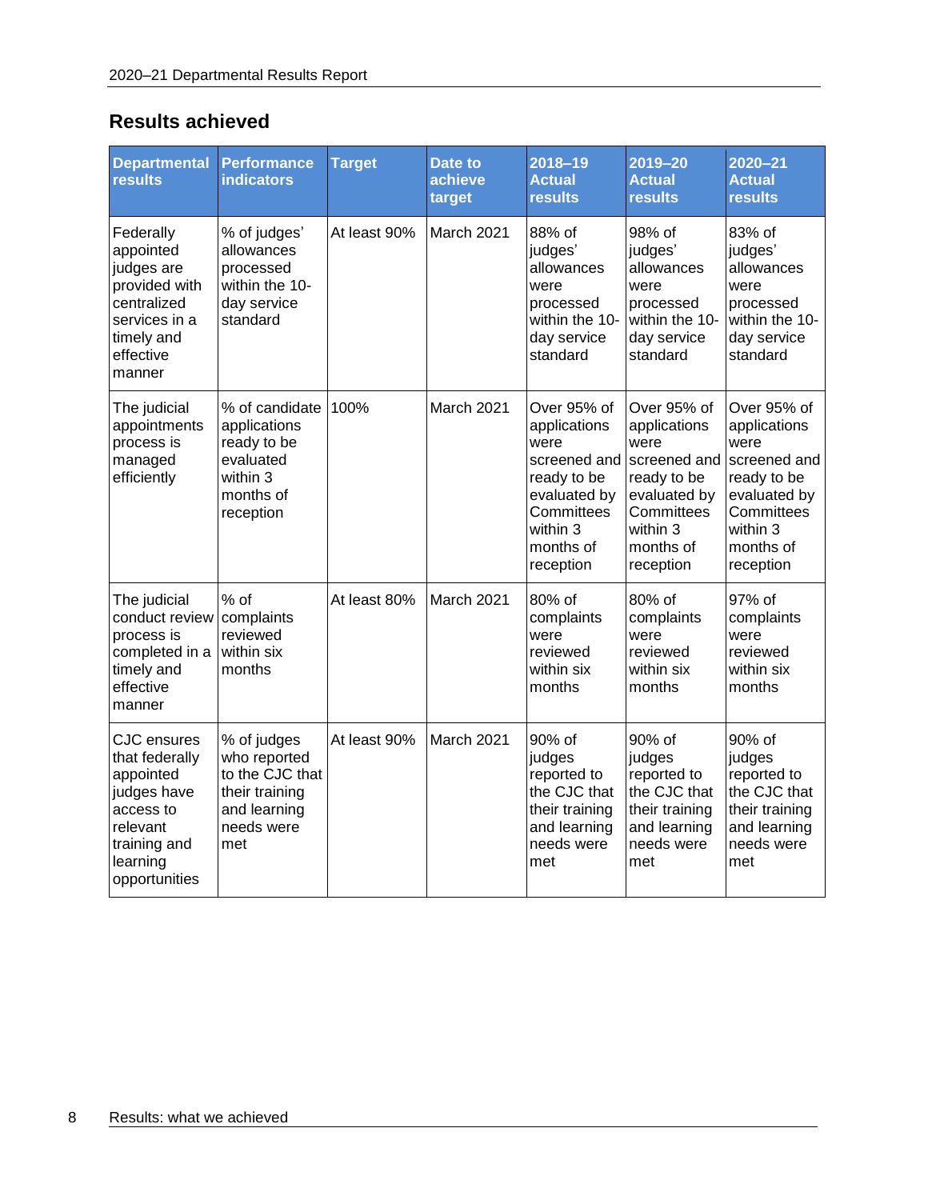## Results achieved

| Departmental results | Performance indicators | Target | Date to achieve target | 2018–19 Actual results | 2019–20 Actual results | 2020–21 Actual results |
|---|---|---|---|---|---|---|
| Federally appointed judges are provided with centralized services in a timely and effective manner | % of judges' allowances processed within the 10-day service standard | At least 90% | March 2021 | 88% of judges' allowances were processed within the 10-day service standard | 98% of judges' allowances were processed within the 10-day service standard | 83% of judges' allowances were processed within the 10-day service standard |
| The judicial appointments process is managed efficiently | % of candidate applications ready to be evaluated within 3 months of reception | 100% | March 2021 | Over 95% of applications were screened and ready to be evaluated by Committees within 3 months of reception | Over 95% of applications were screened and ready to be evaluated by Committees within 3 months of reception | Over 95% of applications were screened and ready to be evaluated by Committees within 3 months of reception |
| The judicial conduct review process is completed in a timely and effective manner | % of complaints reviewed within six months | At least 80% | March 2021 | 80% of complaints were reviewed within six months | 80% of complaints were reviewed within six months | 97% of complaints were reviewed within six months |
| CJC ensures that federally appointed judges have access to relevant training and learning opportunities | % of judges who reported to the CJC that their training and learning needs were met | At least 90% | March 2021 | 90% of judges reported to the CJC that their training and learning needs were met | 90% of judges reported to the CJC that their training and learning needs were met | 90% of judges reported to the CJC that their training and learning needs were met |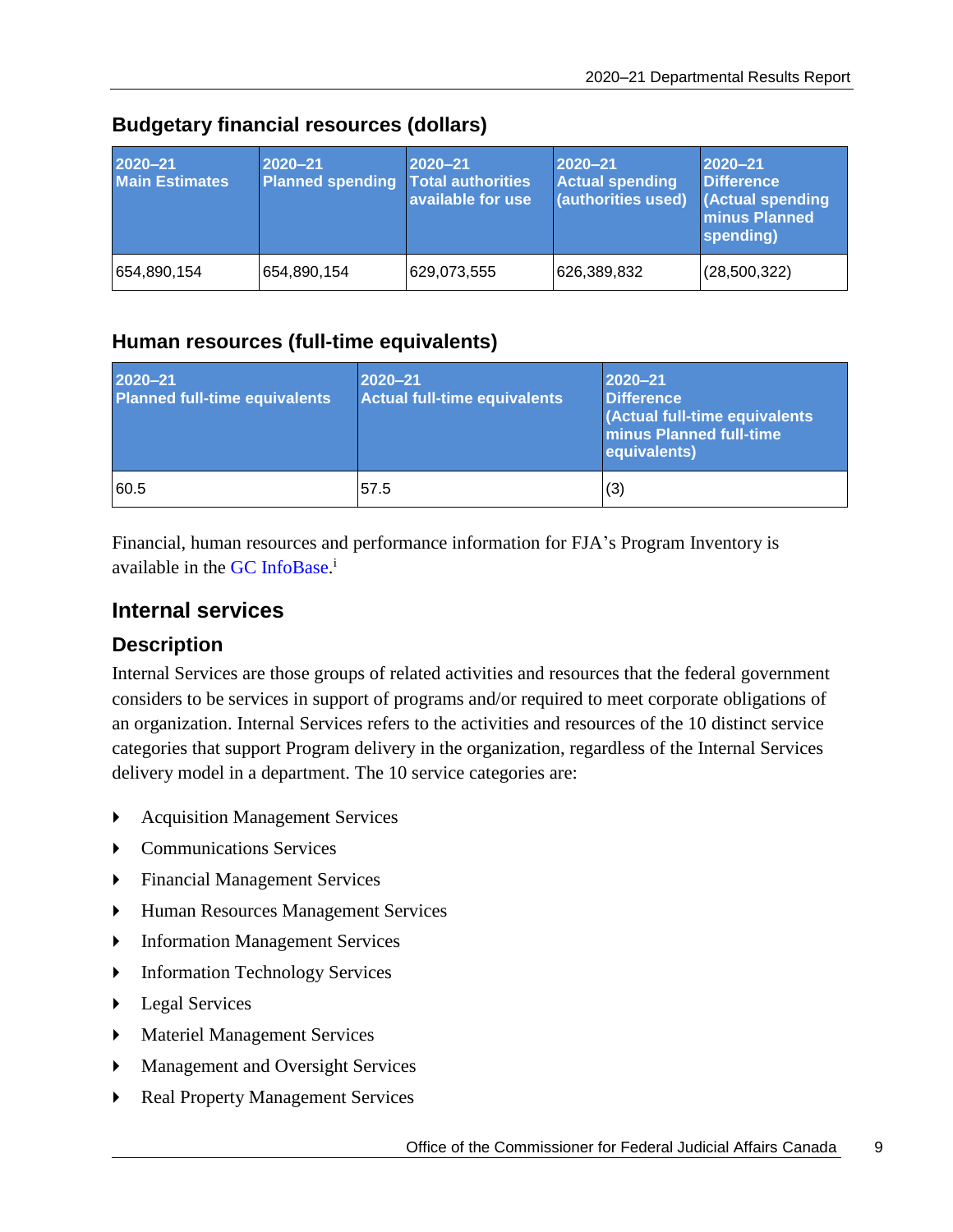## Budgetary financial resources (dollars)

| 2020–21 Main Estimates | 2020–21 Planned spending | 2020–21 Total authorities available for use | 2020–21 Actual spending (authorities used) | 2020–21 Difference (Actual spending minus Planned spending) |
|---|---|---|---|---|
| 654,890,154 | 654,890,154 | 629,073,555 | 626,389,832 | (28,500,322) |

## Human resources (full-time equivalents)

| 2020–21 Planned full-time equivalents | 2020–21 Actual full-time equivalents | 2020–21 Difference (Actual full-time equivalents minus Planned full-time equivalents) |
|---|---|---|
| 60.5 | 57.5 | (3) |

Financial, human resources and performance information for FJA's Program Inventory is available in the GC InfoBase.[i]

## Internal services

### Description

Internal Services are those groups of related activities and resources that the federal government considers to be services in support of programs and/or required to meet corporate obligations of an organization. Internal Services refers to the activities and resources of the 10 distinct service categories that support Program delivery in the organization, regardless of the Internal Services delivery model in a department. The 10 service categories are:

- Acquisition Management Services
- Communications Services
- Financial Management Services
- Human Resources Management Services
- Information Management Services
- Information Technology Services
- Legal Services
- Materiel Management Services
- Management and Oversight Services
- Real Property Management Services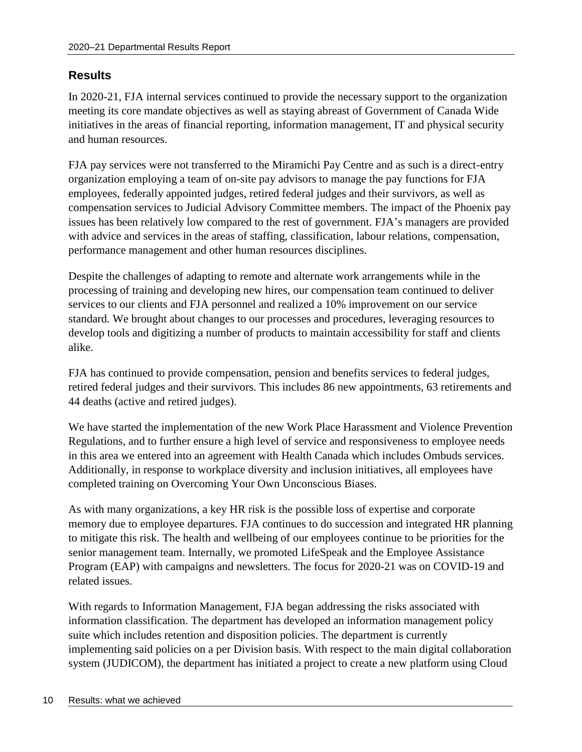## Results

In 2020-21, FJA internal services continued to provide the necessary support to the organization meeting its core mandate objectives as well as staying abreast of Government of Canada Wide initiatives in the areas of financial reporting, information management, IT and physical security and human resources.

FJA pay services were not transferred to the Miramichi Pay Centre and as such is a direct-entry organization employing a team of on-site pay advisors to manage the pay functions for FJA employees, federally appointed judges, retired federal judges and their survivors, as well as compensation services to Judicial Advisory Committee members. The impact of the Phoenix pay issues has been relatively low compared to the rest of government. FJA's managers are provided with advice and services in the areas of staffing, classification, labour relations, compensation, performance management and other human resources disciplines.

Despite the challenges of adapting to remote and alternate work arrangements while in the processing of training and developing new hires, our compensation team continued to deliver services to our clients and FJA personnel and realized a 10% improvement on our service standard. We brought about changes to our processes and procedures, leveraging resources to develop tools and digitizing a number of products to maintain accessibility for staff and clients alike.

FJA has continued to provide compensation, pension and benefits services to federal judges, retired federal judges and their survivors. This includes 86 new appointments, 63 retirements and 44 deaths (active and retired judges).

We have started the implementation of the new Work Place Harassment and Violence Prevention Regulations, and to further ensure a high level of service and responsiveness to employee needs in this area we entered into an agreement with Health Canada which includes Ombuds services. Additionally, in response to workplace diversity and inclusion initiatives, all employees have completed training on Overcoming Your Own Unconscious Biases.

As with many organizations, a key HR risk is the possible loss of expertise and corporate memory due to employee departures. FJA continues to do succession and integrated HR planning to mitigate this risk. The health and wellbeing of our employees continue to be priorities for the senior management team. Internally, we promoted LifeSpeak and the Employee Assistance Program (EAP) with campaigns and newsletters. The focus for 2020-21 was on COVID-19 and related issues.

With regards to Information Management, FJA began addressing the risks associated with information classification. The department has developed an information management policy suite which includes retention and disposition policies. The department is currently implementing said policies on a per Division basis. With respect to the main digital collaboration system (JUDICOM), the department has initiated a project to create a new platform using Cloud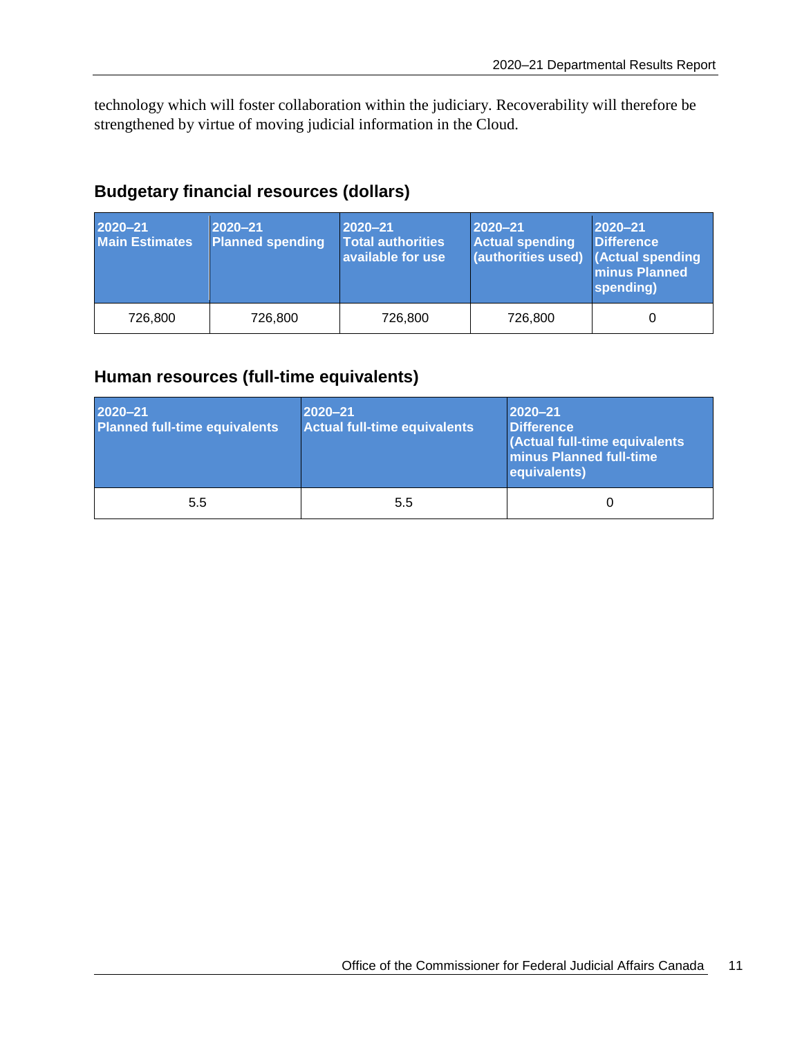technology which will foster collaboration within the judiciary. Recoverability will therefore be strengthened by virtue of moving judicial information in the Cloud.

### Budgetary financial resources (dollars)

| 2020–21 Main Estimates | 2020–21 Planned spending | 2020–21 Total authorities available for use | 2020–21 Actual spending (authorities used) | 2020–21 Difference (Actual spending minus Planned spending) |
|---|---|---|---|---|
| 726,800 | 726,800 | 726,800 | 726,800 | 0 |

### Human resources (full-time equivalents)

| 2020–21 Planned full-time equivalents | 2020–21 Actual full-time equivalents | 2020–21 Difference (Actual full-time equivalents minus Planned full-time equivalents) |
|---|---|---|
| 5.5 | 5.5 | 0 |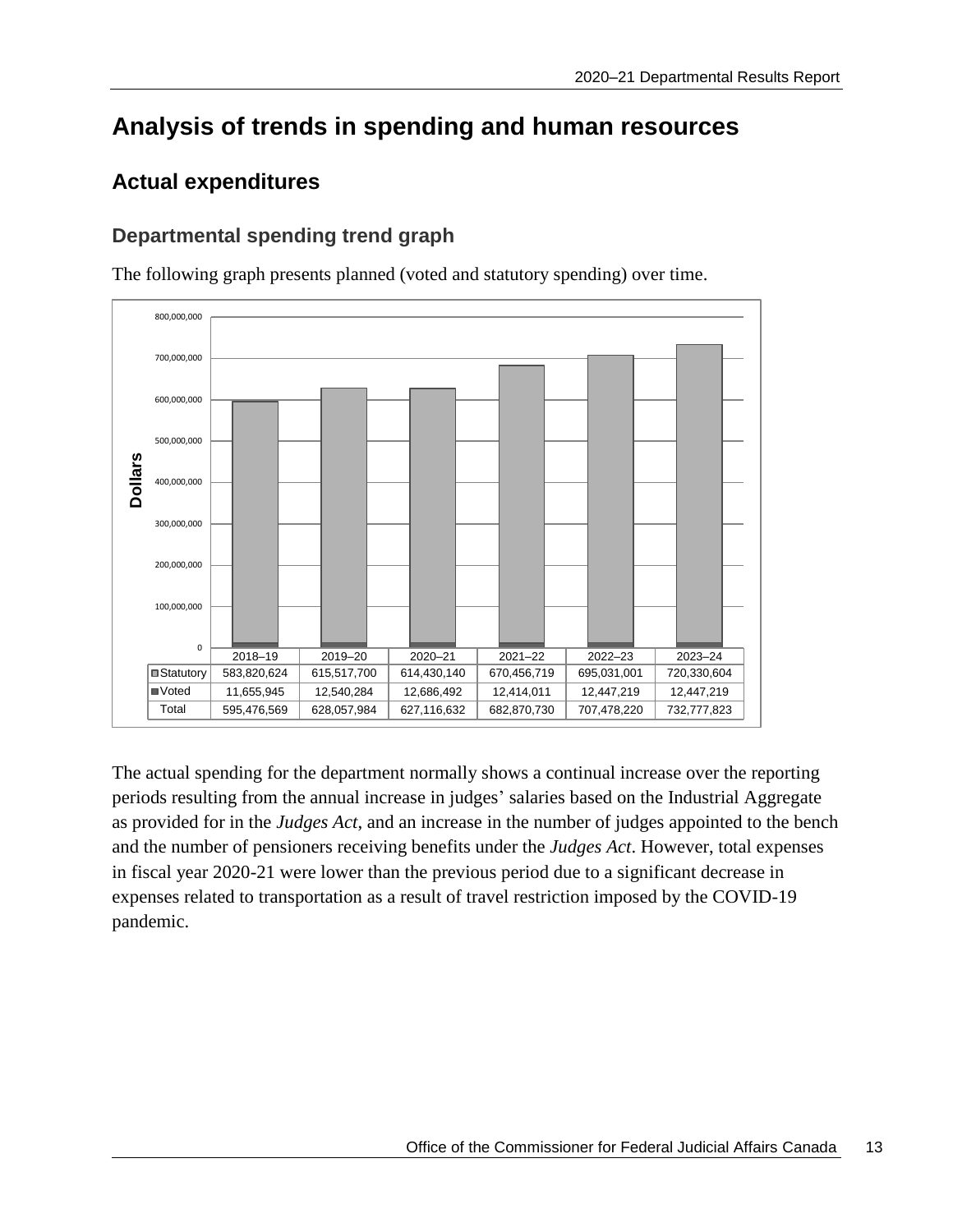# Analysis of trends in spending and human resources

## Actual expenditures

### Departmental spending trend graph

The following graph presents planned (voted and statutory spending) over time.

| | 2018–19 | 2019–20 | 2020–21 | 2021–22 | 2022–23 | 2023–24 |
|---|---|---|---|---|---|---|
| Statutory | 583,820,624 | 615,517,700 | 614,430,140 | 670,456,719 | 695,031,001 | 720,330,604 |
| Voted | 11,655,945 | 12,540,284 | 12,686,492 | 12,414,011 | 12,447,219 | 12,447,219 |
| Total | 595,476,569 | 628,057,984 | 627,116,632 | 682,870,730 | 707,478,220 | 732,777,823 |

The actual spending for the department normally shows a continual increase over the reporting periods resulting from the annual increase in judges' salaries based on the Industrial Aggregate as provided for in the *Judges Act*, and an increase in the number of judges appointed to the bench and the number of pensioners receiving benefits under the *Judges Act*. However, total expenses in fiscal year 2020-21 were lower than the previous period due to a significant decrease in expenses related to transportation as a result of travel restriction imposed by the COVID-19 pandemic.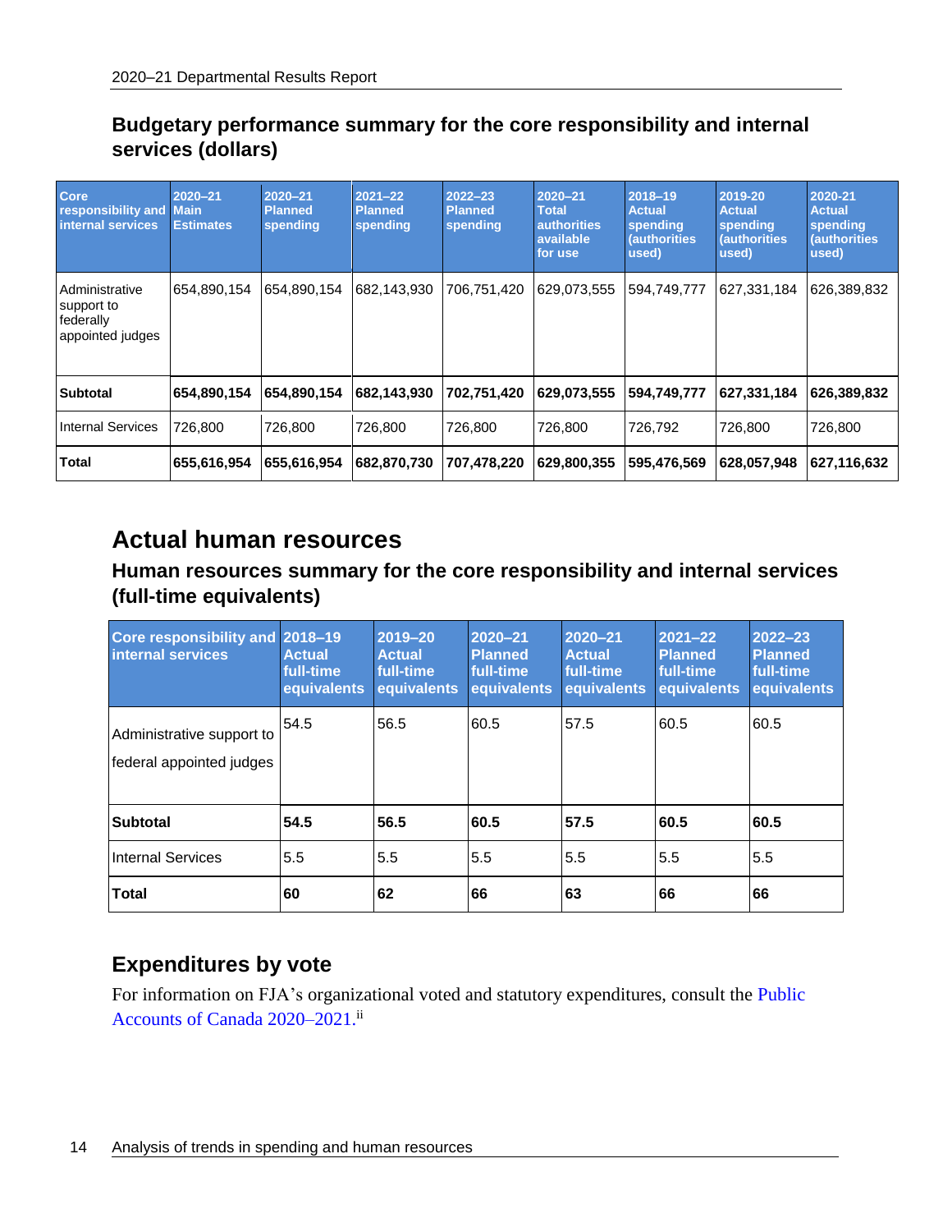### Budgetary performance summary for the core responsibility and internal services (dollars)

| Core responsibility and internal services | 2020–21 Main Estimates | 2020–21 Planned spending | 2021–22 Planned spending | 2022–23 Planned spending | 2020–21 Total authorities available for use | 2018–19 Actual spending (authorities used) | 2019-20 Actual spending (authorities used) | 2020-21 Actual spending (authorities used) |
|---|---|---|---|---|---|---|---|---|
| Administrative support to federally appointed judges | 654,890,154 | 654,890,154 | 682,143,930 | 706,751,420 | 629,073,555 | 594,749,777 | 627,331,184 | 626,389,832 |
| **Subtotal** | **654,890,154** | **654,890,154** | **682,143,930** | **702,751,420** | **629,073,555** | **594,749,777** | **627,331,184** | **626,389,832** |
| Internal Services | 726,800 | 726,800 | 726,800 | 726,800 | 726,800 | 726,792 | 726,800 | 726,800 |
| **Total** | **655,616,954** | **655,616,954** | **682,870,730** | **707,478,220** | **629,800,355** | **595,476,569** | **628,057,948** | **627,116,632** |

## Actual human resources

### Human resources summary for the core responsibility and internal services (full-time equivalents)

| Core responsibility and internal services | 2018–19 Actual full-time equivalents | 2019–20 Actual full-time equivalents | 2020–21 Planned full-time equivalents | 2020–21 Actual full-time equivalents | 2021–22 Planned full-time equivalents | 2022–23 Planned full-time equivalents |
|---|---|---|---|---|---|---|
| Administrative support to federal appointed judges | 54.5 | 56.5 | 60.5 | 57.5 | 60.5 | 60.5 |
| **Subtotal** | **54.5** | **56.5** | **60.5** | **57.5** | **60.5** | **60.5** |
| Internal Services | 5.5 | 5.5 | 5.5 | 5.5 | 5.5 | 5.5 |
| **Total** | **60** | **62** | **66** | **63** | **66** | **66** |

### Expenditures by vote

For information on FJA's organizational voted and statutory expenditures, consult the Public Accounts of Canada 2020–2021.[ii]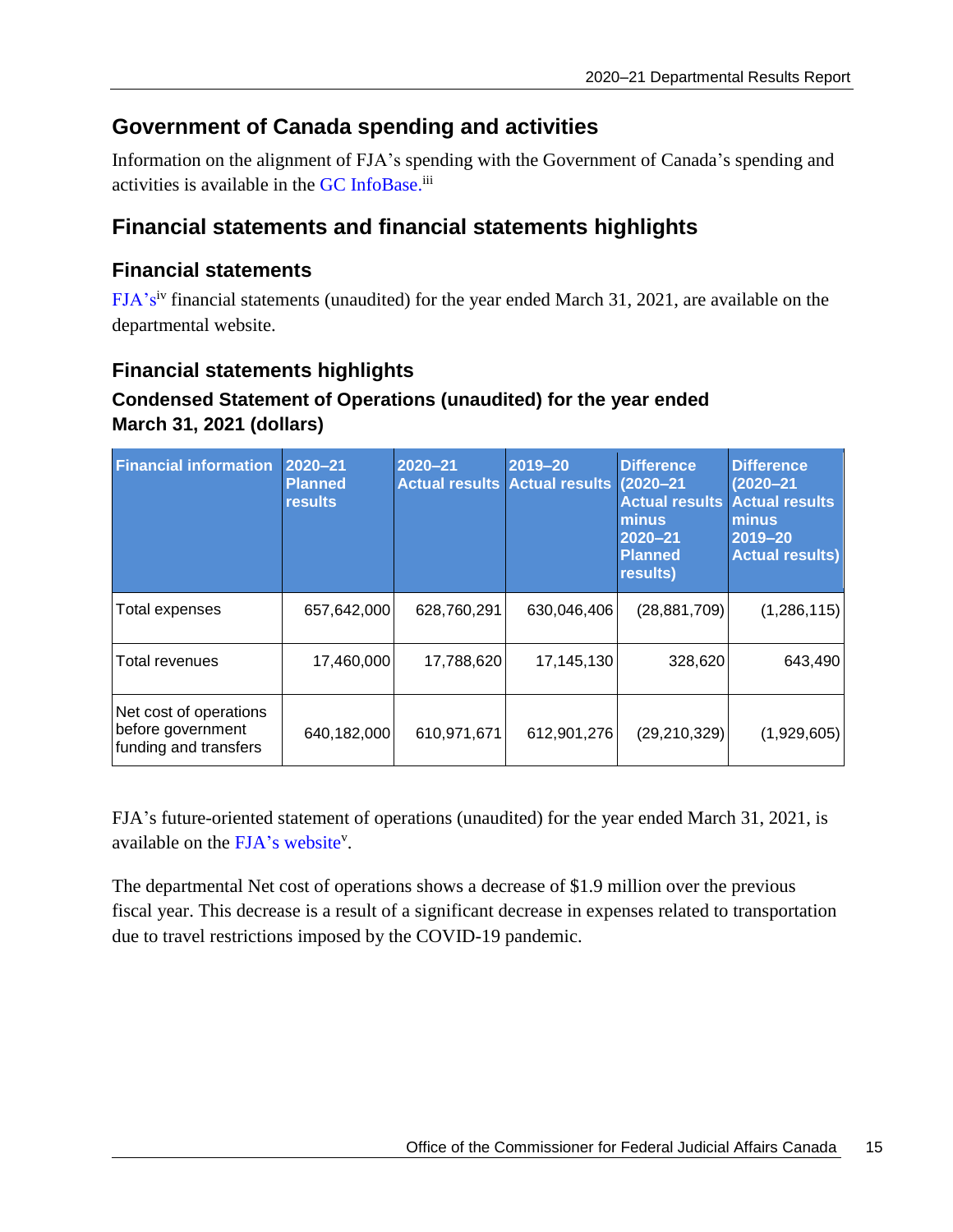## Government of Canada spending and activities

Information on the alignment of FJA's spending with the Government of Canada's spending and activities is available in the GC InfoBase.[iii]

## Financial statements and financial statements highlights

### Financial statements

FJA's[iv] financial statements (unaudited) for the year ended March 31, 2021, are available on the departmental website.

### Financial statements highlights

#### Condensed Statement of Operations (unaudited) for the year ended March 31, 2021 (dollars)

| Financial information | 2020–21 Planned results | 2020–21 Actual results | 2019–20 Actual results | Difference (2020–21 Actual results minus 2020–21 Planned results) | Difference (2020–21 Actual results minus 2019–20 Actual results) |
|---|---|---|---|---|---|
| Total expenses | 657,642,000 | 628,760,291 | 630,046,406 | (28,881,709) | (1,286,115) |
| Total revenues | 17,460,000 | 17,788,620 | 17,145,130 | 328,620 | 643,490 |
| Net cost of operations before government funding and transfers | 640,182,000 | 610,971,671 | 612,901,276 | (29,210,329) | (1,929,605) |

FJA's future-oriented statement of operations (unaudited) for the year ended March 31, 2021, is available on the FJA's website[v].

The departmental Net cost of operations shows a decrease of $1.9 million over the previous fiscal year. This decrease is a result of a significant decrease in expenses related to transportation due to travel restrictions imposed by the COVID-19 pandemic.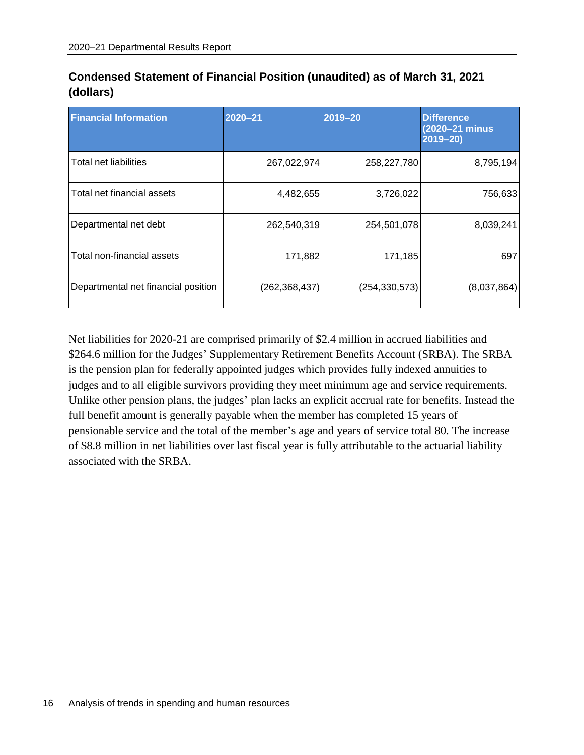## Condensed Statement of Financial Position (unaudited) as of March 31, 2021 (dollars)

| Financial Information | 2020–21 | 2019–20 | Difference (2020–21 minus 2019–20) |
|---|---|---|---|
| Total net liabilities | 267,022,974 | 258,227,780 | 8,795,194 |
| Total net financial assets | 4,482,655 | 3,726,022 | 756,633 |
| Departmental net debt | 262,540,319 | 254,501,078 | 8,039,241 |
| Total non-financial assets | 171,882 | 171,185 | 697 |
| Departmental net financial position | (262,368,437) | (254,330,573) | (8,037,864) |

Net liabilities for 2020-21 are comprised primarily of $2.4 million in accrued liabilities and $264.6 million for the Judges' Supplementary Retirement Benefits Account (SRBA). The SRBA is the pension plan for federally appointed judges which provides fully indexed annuities to judges and to all eligible survivors providing they meet minimum age and service requirements. Unlike other pension plans, the judges' plan lacks an explicit accrual rate for benefits. Instead the full benefit amount is generally payable when the member has completed 15 years of pensionable service and the total of the member's age and years of service total 80. The increase of $8.8 million in net liabilities over last fiscal year is fully attributable to the actuarial liability associated with the SRBA.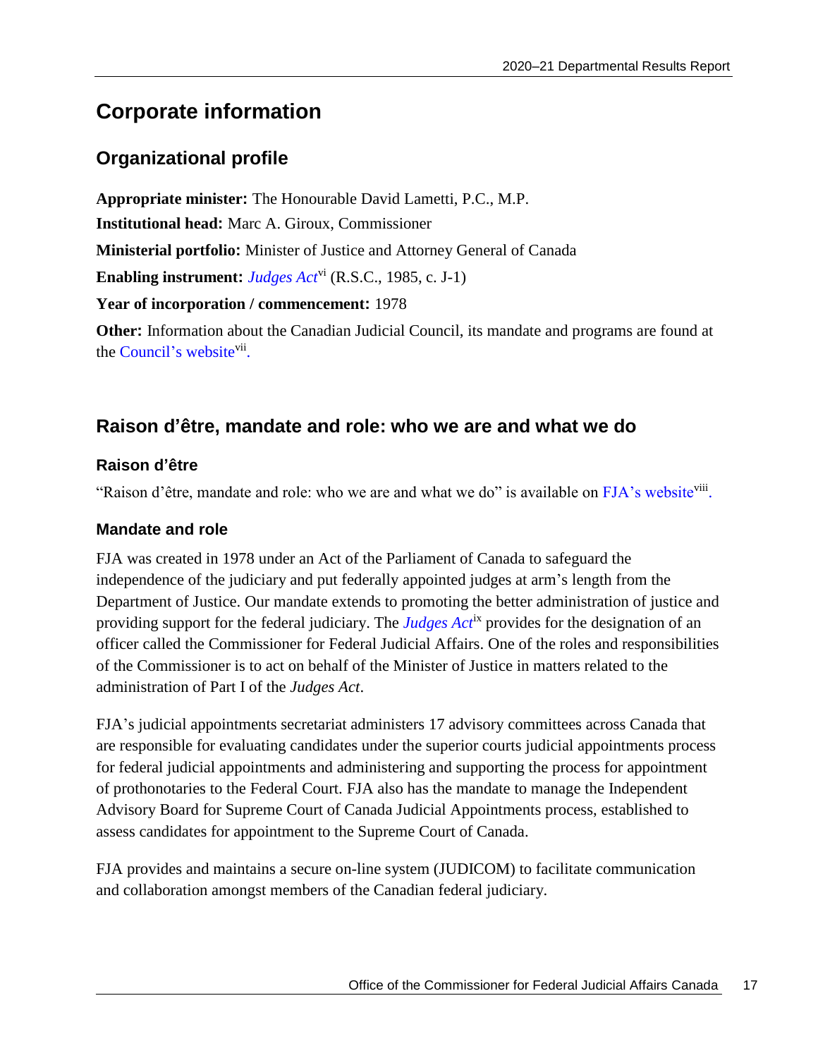# Corporate information

## Organizational profile

**Appropriate minister:** The Honourable David Lametti, P.C., M.P.

**Institutional head:** Marc A. Giroux, Commissioner

**Ministerial portfolio:** Minister of Justice and Attorney General of Canada

**Enabling instrument:** *Judges Act*[vi] (R.S.C., 1985, c. J-1)

**Year of incorporation / commencement:** 1978

**Other:** Information about the Canadian Judicial Council, its mandate and programs are found at the Council's website[vii].

## Raison d'être, mandate and role: who we are and what we do

### Raison d'être

"Raison d'être, mandate and role: who we are and what we do" is available on FJA's website[viii].

### Mandate and role

FJA was created in 1978 under an Act of the Parliament of Canada to safeguard the independence of the judiciary and put federally appointed judges at arm's length from the Department of Justice. Our mandate extends to promoting the better administration of justice and providing support for the federal judiciary. The *Judges Act*[ix] provides for the designation of an officer called the Commissioner for Federal Judicial Affairs. One of the roles and responsibilities of the Commissioner is to act on behalf of the Minister of Justice in matters related to the administration of Part I of the *Judges Act*.

FJA's judicial appointments secretariat administers 17 advisory committees across Canada that are responsible for evaluating candidates under the superior courts judicial appointments process for federal judicial appointments and administering and supporting the process for appointment of prothonotaries to the Federal Court. FJA also has the mandate to manage the Independent Advisory Board for Supreme Court of Canada Judicial Appointments process, established to assess candidates for appointment to the Supreme Court of Canada.

FJA provides and maintains a secure on-line system (JUDICOM) to facilitate communication and collaboration amongst members of the Canadian federal judiciary.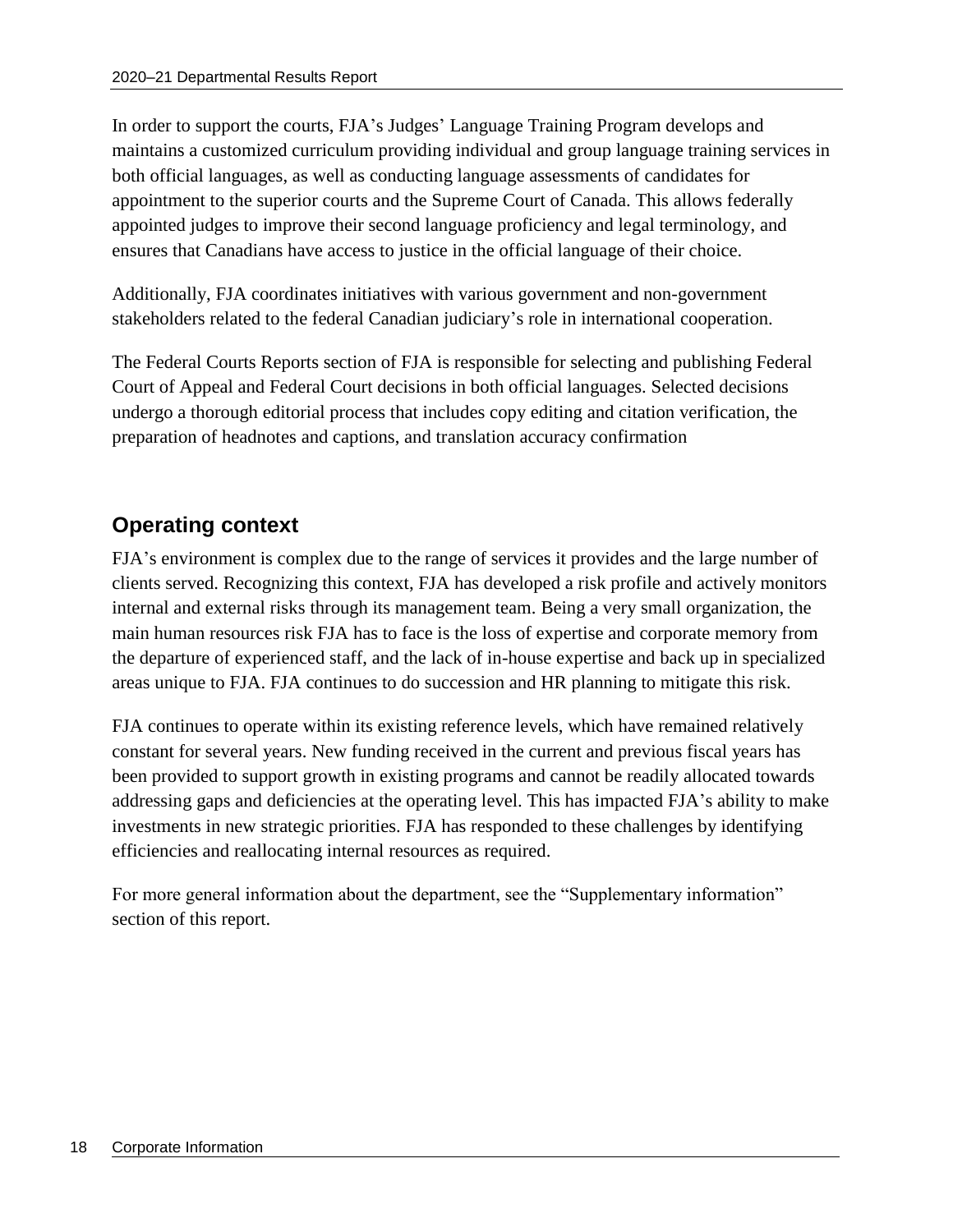In order to support the courts, FJA's Judges' Language Training Program develops and maintains a customized curriculum providing individual and group language training services in both official languages, as well as conducting language assessments of candidates for appointment to the superior courts and the Supreme Court of Canada. This allows federally appointed judges to improve their second language proficiency and legal terminology, and ensures that Canadians have access to justice in the official language of their choice.

Additionally, FJA coordinates initiatives with various government and non-government stakeholders related to the federal Canadian judiciary's role in international cooperation.

The Federal Courts Reports section of FJA is responsible for selecting and publishing Federal Court of Appeal and Federal Court decisions in both official languages. Selected decisions undergo a thorough editorial process that includes copy editing and citation verification, the preparation of headnotes and captions, and translation accuracy confirmation

## Operating context

FJA's environment is complex due to the range of services it provides and the large number of clients served. Recognizing this context, FJA has developed a risk profile and actively monitors internal and external risks through its management team. Being a very small organization, the main human resources risk FJA has to face is the loss of expertise and corporate memory from the departure of experienced staff, and the lack of in-house expertise and back up in specialized areas unique to FJA. FJA continues to do succession and HR planning to mitigate this risk.

FJA continues to operate within its existing reference levels, which have remained relatively constant for several years. New funding received in the current and previous fiscal years has been provided to support growth in existing programs and cannot be readily allocated towards addressing gaps and deficiencies at the operating level. This has impacted FJA's ability to make investments in new strategic priorities. FJA has responded to these challenges by identifying efficiencies and reallocating internal resources as required.

For more general information about the department, see the "Supplementary information" section of this report.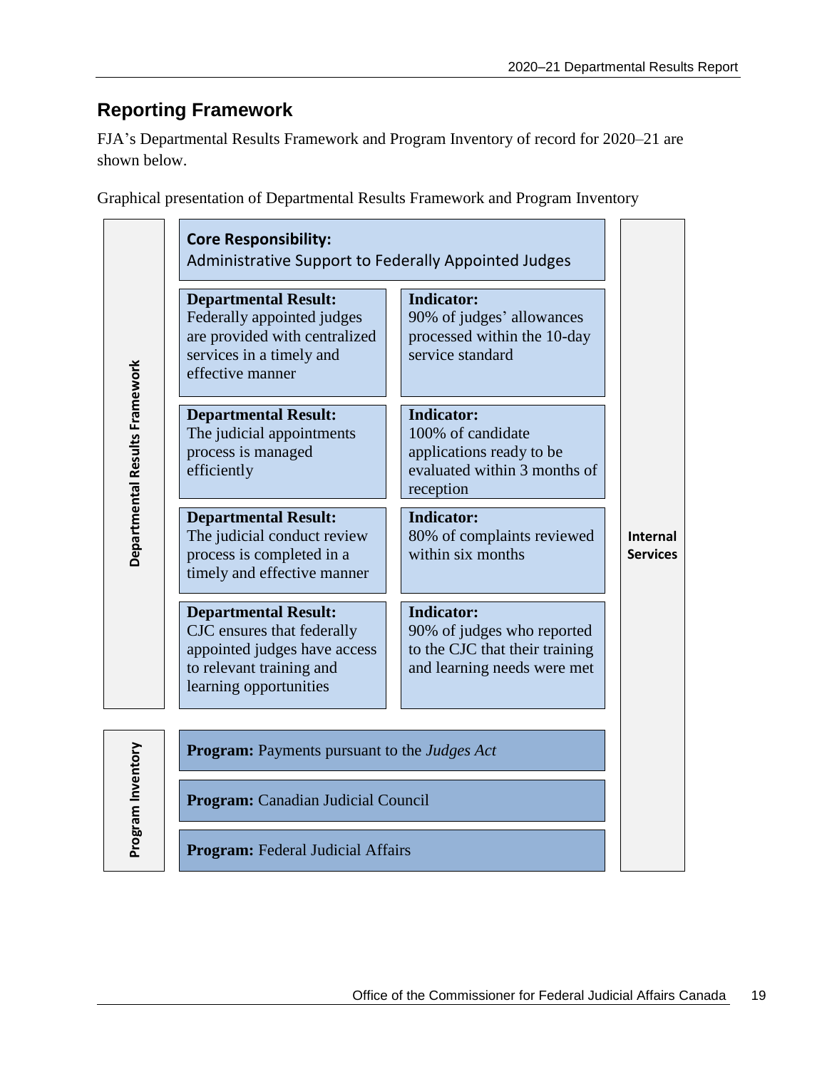## Reporting Framework

FJA’s Departmental Results Framework and Program Inventory of record for 2020–21 are shown below.

Graphical presentation of Departmental Results Framework and Program Inventory

**Departmental Results Framework**

**Core Responsibility:**
Administrative Support to Federally Appointed Judges

| Departmental Result | Indicator |
| --- | --- |
| Federally appointed judges are provided with centralized services in a timely and effective manner | 90% of judges’ allowances processed within the 10-day service standard |
| The judicial appointments process is managed efficiently | 100% of candidate applications ready to be evaluated within 3 months of reception |
| The judicial conduct review process is completed in a timely and effective manner | 80% of complaints reviewed within six months |
| CJC ensures that federally appointed judges have access to relevant training and learning opportunities | 90% of judges who reported to the CJC that their training and learning needs were met |

**Program Inventory**

- **Program:** Payments pursuant to the *Judges Act*
- **Program:** Canadian Judicial Council
- **Program:** Federal Judicial Affairs

**Internal Services**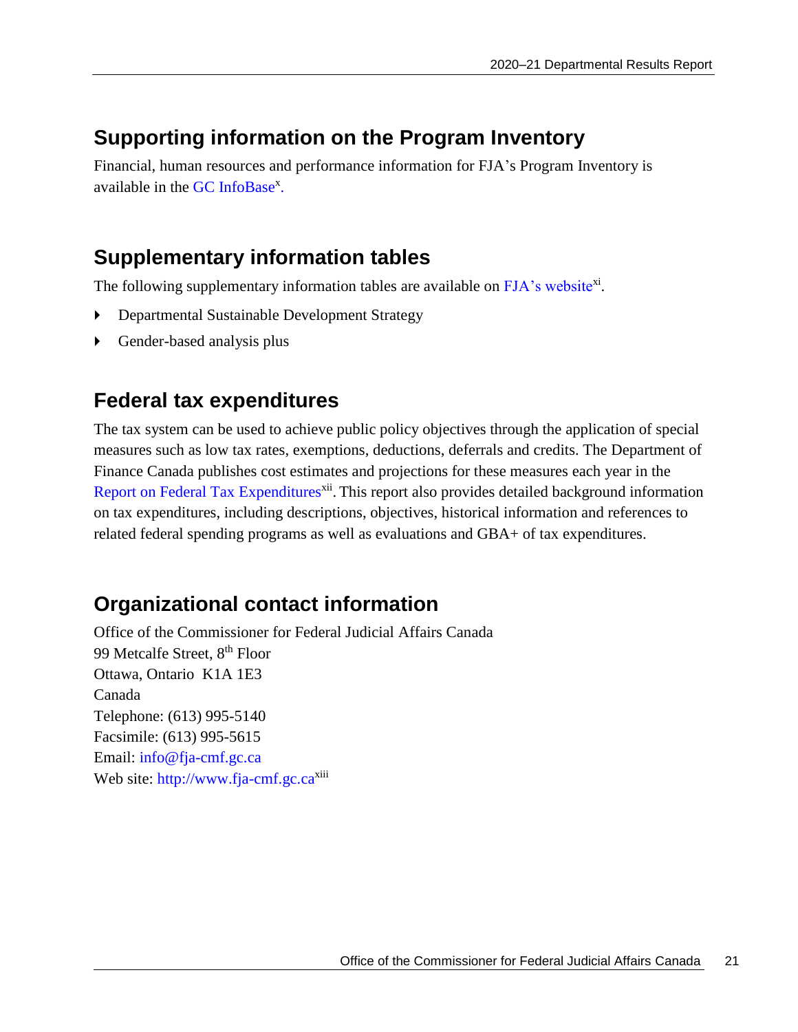## Supporting information on the Program Inventory

Financial, human resources and performance information for FJA's Program Inventory is available in the GC InfoBase[x].

## Supplementary information tables

The following supplementary information tables are available on FJA's website[xi].

- Departmental Sustainable Development Strategy
- Gender-based analysis plus

## Federal tax expenditures

The tax system can be used to achieve public policy objectives through the application of special measures such as low tax rates, exemptions, deductions, deferrals and credits. The Department of Finance Canada publishes cost estimates and projections for these measures each year in the Report on Federal Tax Expenditures[xii]. This report also provides detailed background information on tax expenditures, including descriptions, objectives, historical information and references to related federal spending programs as well as evaluations and GBA+ of tax expenditures.

## Organizational contact information

Office of the Commissioner for Federal Judicial Affairs Canada
99 Metcalfe Street, 8th Floor
Ottawa, Ontario K1A 1E3
Canada
Telephone: (613) 995-5140
Facsimile: (613) 995-5615
Email: info@fja-cmf.gc.ca
Web site: http://www.fja-cmf.gc.ca[xiii]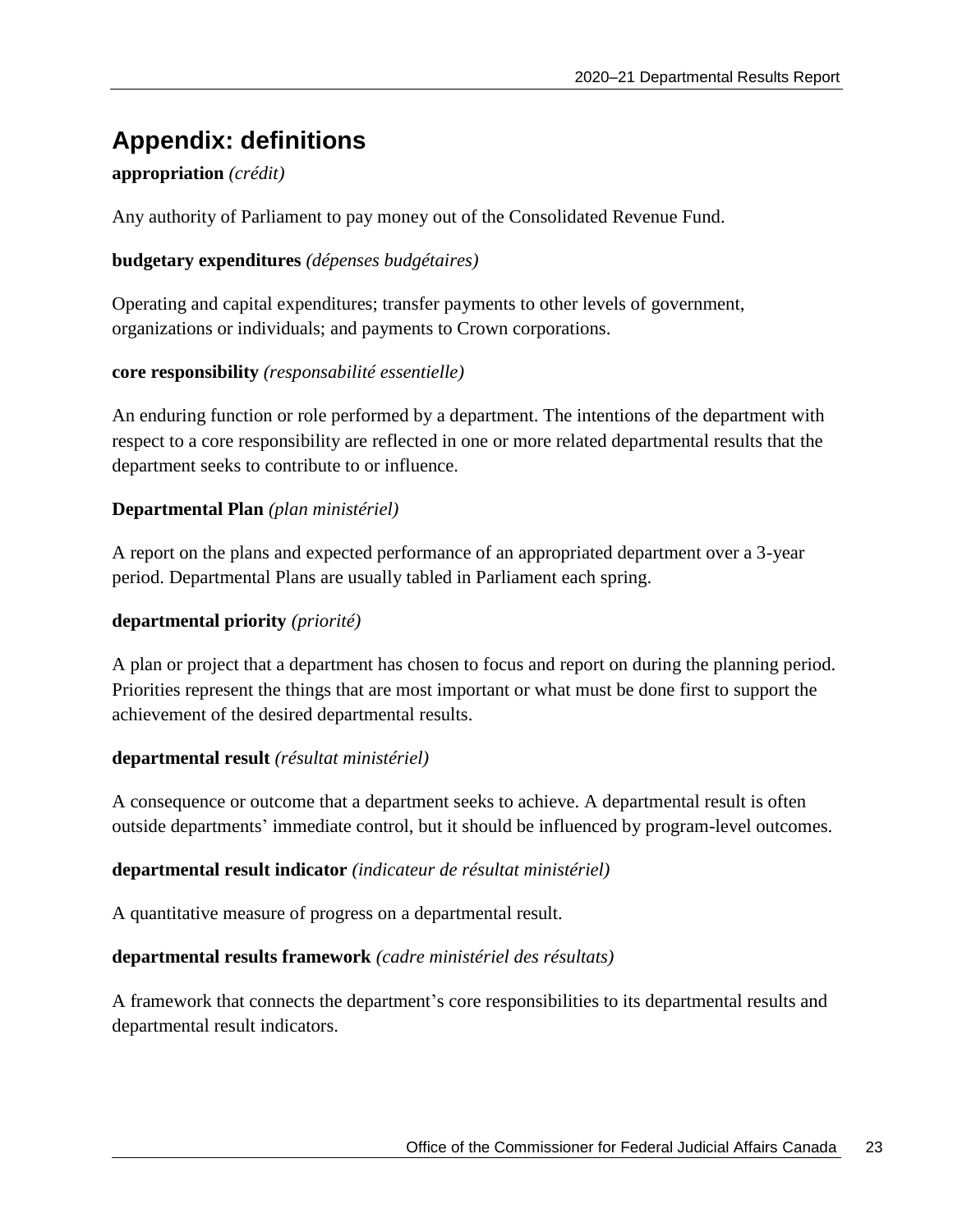## Appendix: definitions

**appropriation** *(crédit)*

Any authority of Parliament to pay money out of the Consolidated Revenue Fund.

**budgetary expenditures** *(dépenses budgétaires)*

Operating and capital expenditures; transfer payments to other levels of government, organizations or individuals; and payments to Crown corporations.

**core responsibility** *(responsabilité essentielle)*

An enduring function or role performed by a department. The intentions of the department with respect to a core responsibility are reflected in one or more related departmental results that the department seeks to contribute to or influence.

**Departmental Plan** *(plan ministériel)*

A report on the plans and expected performance of an appropriated department over a 3-year period. Departmental Plans are usually tabled in Parliament each spring.

**departmental priority** *(priorité)*

A plan or project that a department has chosen to focus and report on during the planning period. Priorities represent the things that are most important or what must be done first to support the achievement of the desired departmental results.

**departmental result** *(résultat ministériel)*

A consequence or outcome that a department seeks to achieve. A departmental result is often outside departments' immediate control, but it should be influenced by program-level outcomes.

**departmental result indicator** *(indicateur de résultat ministériel)*

A quantitative measure of progress on a departmental result.

**departmental results framework** *(cadre ministériel des résultats)*

A framework that connects the department's core responsibilities to its departmental results and departmental result indicators.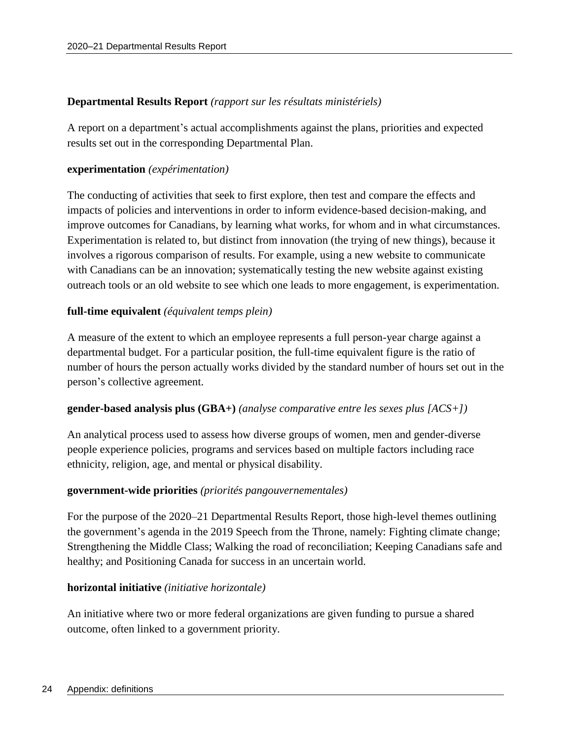**Departmental Results Report** *(rapport sur les résultats ministériels)*

A report on a department's actual accomplishments against the plans, priorities and expected results set out in the corresponding Departmental Plan.

**experimentation** *(expérimentation)*

The conducting of activities that seek to first explore, then test and compare the effects and impacts of policies and interventions in order to inform evidence-based decision-making, and improve outcomes for Canadians, by learning what works, for whom and in what circumstances. Experimentation is related to, but distinct from innovation (the trying of new things), because it involves a rigorous comparison of results. For example, using a new website to communicate with Canadians can be an innovation; systematically testing the new website against existing outreach tools or an old website to see which one leads to more engagement, is experimentation.

**full-time equivalent** *(équivalent temps plein)*

A measure of the extent to which an employee represents a full person-year charge against a departmental budget. For a particular position, the full-time equivalent figure is the ratio of number of hours the person actually works divided by the standard number of hours set out in the person's collective agreement.

**gender-based analysis plus (GBA+)** *(analyse comparative entre les sexes plus [ACS+])*

An analytical process used to assess how diverse groups of women, men and gender-diverse people experience policies, programs and services based on multiple factors including race ethnicity, religion, age, and mental or physical disability.

**government-wide priorities** *(priorités pangouvernementales)*

For the purpose of the 2020–21 Departmental Results Report, those high-level themes outlining the government's agenda in the 2019 Speech from the Throne, namely: Fighting climate change; Strengthening the Middle Class; Walking the road of reconciliation; Keeping Canadians safe and healthy; and Positioning Canada for success in an uncertain world.

**horizontal initiative** *(initiative horizontale)*

An initiative where two or more federal organizations are given funding to pursue a shared outcome, often linked to a government priority.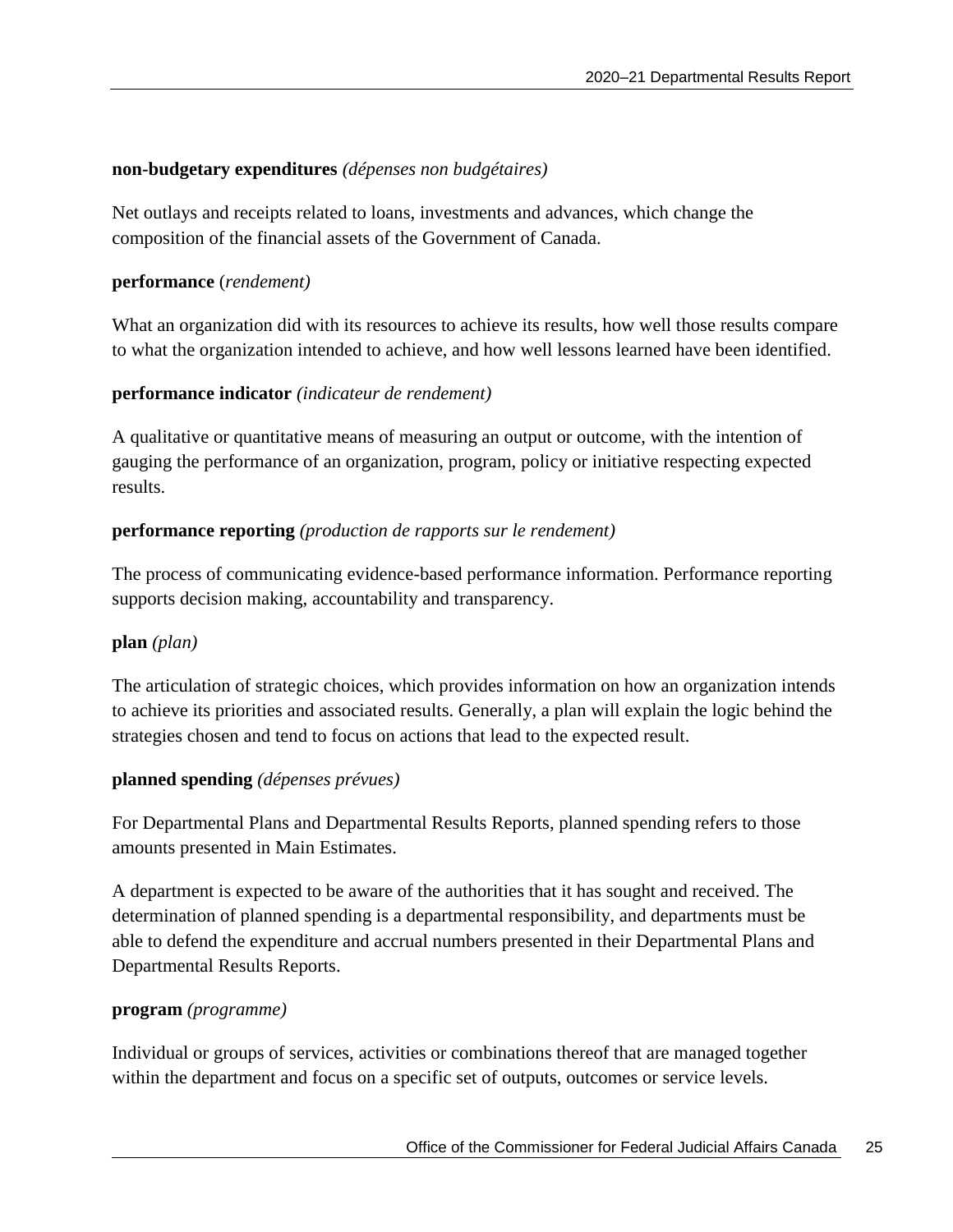**non-budgetary expenditures** *(dépenses non budgétaires)*

Net outlays and receipts related to loans, investments and advances, which change the composition of the financial assets of the Government of Canada.

**performance** (*rendement)*

What an organization did with its resources to achieve its results, how well those results compare to what the organization intended to achieve, and how well lessons learned have been identified.

**performance indicator** *(indicateur de rendement)*

A qualitative or quantitative means of measuring an output or outcome, with the intention of gauging the performance of an organization, program, policy or initiative respecting expected results.

**performance reporting** *(production de rapports sur le rendement)*

The process of communicating evidence-based performance information. Performance reporting supports decision making, accountability and transparency.

**plan** *(plan)*

The articulation of strategic choices, which provides information on how an organization intends to achieve its priorities and associated results. Generally, a plan will explain the logic behind the strategies chosen and tend to focus on actions that lead to the expected result.

**planned spending** *(dépenses prévues)*

For Departmental Plans and Departmental Results Reports, planned spending refers to those amounts presented in Main Estimates.

A department is expected to be aware of the authorities that it has sought and received. The determination of planned spending is a departmental responsibility, and departments must be able to defend the expenditure and accrual numbers presented in their Departmental Plans and Departmental Results Reports.

**program** *(programme)*

Individual or groups of services, activities or combinations thereof that are managed together within the department and focus on a specific set of outputs, outcomes or service levels.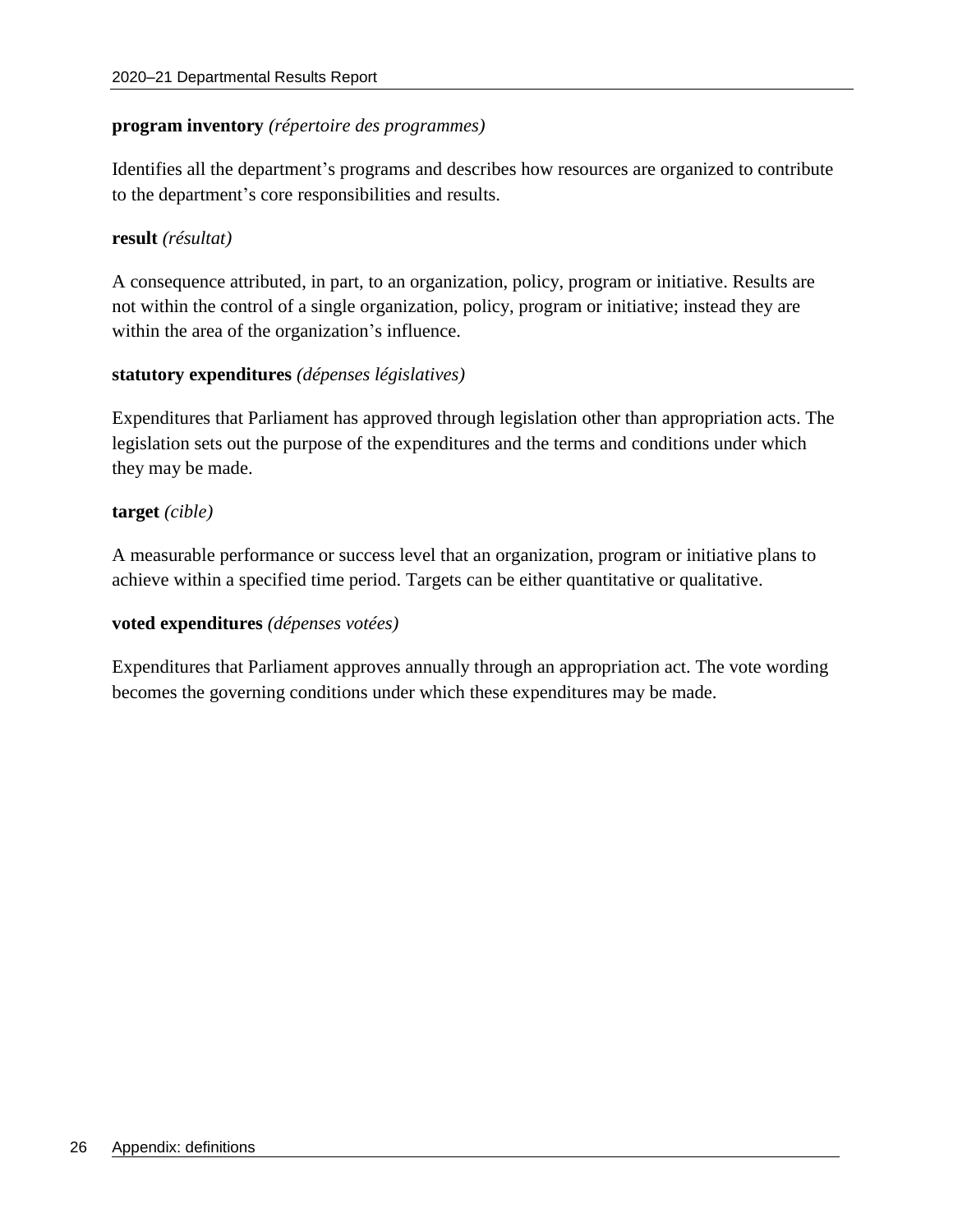**program inventory** *(répertoire des programmes)*

Identifies all the department's programs and describes how resources are organized to contribute to the department's core responsibilities and results.

**result** *(résultat)*

A consequence attributed, in part, to an organization, policy, program or initiative. Results are not within the control of a single organization, policy, program or initiative; instead they are within the area of the organization's influence.

**statutory expenditures** *(dépenses législatives)*

Expenditures that Parliament has approved through legislation other than appropriation acts. The legislation sets out the purpose of the expenditures and the terms and conditions under which they may be made.

**target** *(cible)*

A measurable performance or success level that an organization, program or initiative plans to achieve within a specified time period. Targets can be either quantitative or qualitative.

**voted expenditures** *(dépenses votées)*

Expenditures that Parliament approves annually through an appropriation act. The vote wording becomes the governing conditions under which these expenditures may be made.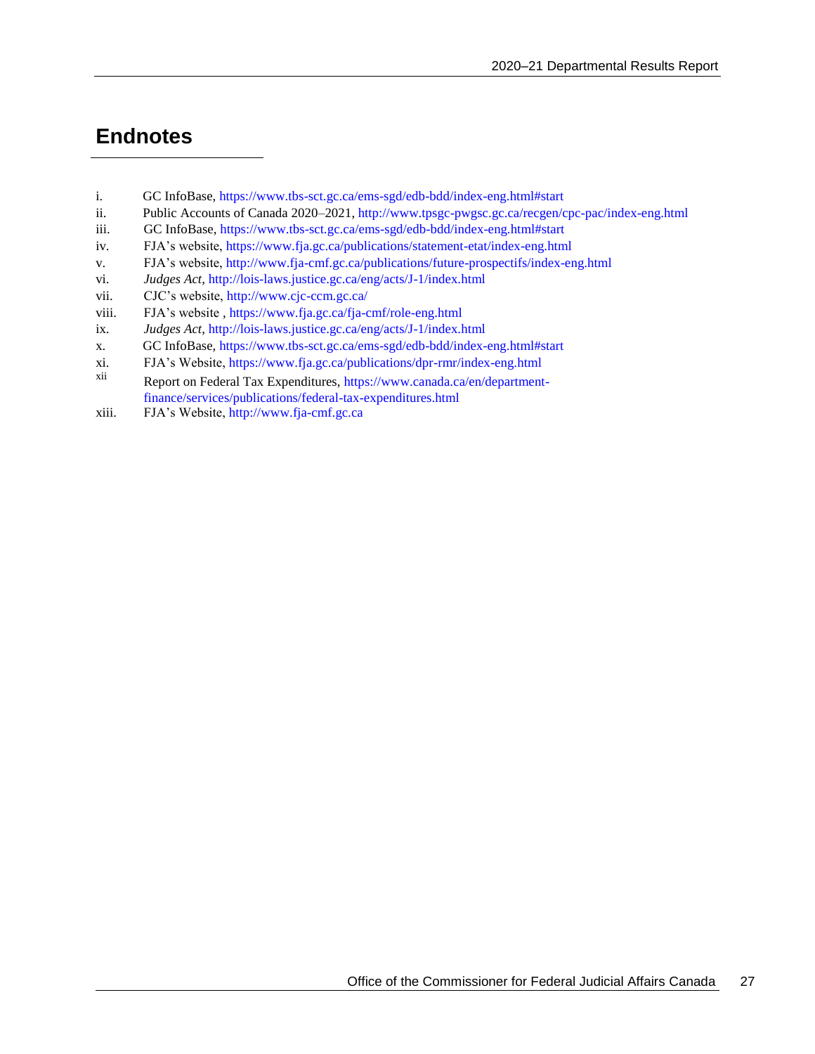# Endnotes

i. GC InfoBase, https://www.tbs-sct.gc.ca/ems-sgd/edb-bdd/index-eng.html#start
ii. Public Accounts of Canada 2020–2021, http://www.tpsgc-pwgsc.gc.ca/recgen/cpc-pac/index-eng.html
iii. GC InfoBase, https://www.tbs-sct.gc.ca/ems-sgd/edb-bdd/index-eng.html#start
iv. FJA's website, https://www.fja.gc.ca/publications/statement-etat/index-eng.html
v. FJA's website, http://www.fja-cmf.gc.ca/publications/future-prospectifs/index-eng.html
vi. *Judges Act*, http://lois-laws.justice.gc.ca/eng/acts/J-1/index.html
vii. CJC's website, http://www.cjc-ccm.gc.ca/
viii. FJA's website , https://www.fja.gc.ca/fja-cmf/role-eng.html
ix. *Judges Act*, http://lois-laws.justice.gc.ca/eng/acts/J-1/index.html
x. GC InfoBase, https://www.tbs-sct.gc.ca/ems-sgd/edb-bdd/index-eng.html#start
xi. FJA's Website, https://www.fja.gc.ca/publications/dpr-rmr/index-eng.html
xii Report on Federal Tax Expenditures, https://www.canada.ca/en/department-finance/services/publications/federal-tax-expenditures.html
xiii. FJA's Website, http://www.fja-cmf.gc.ca